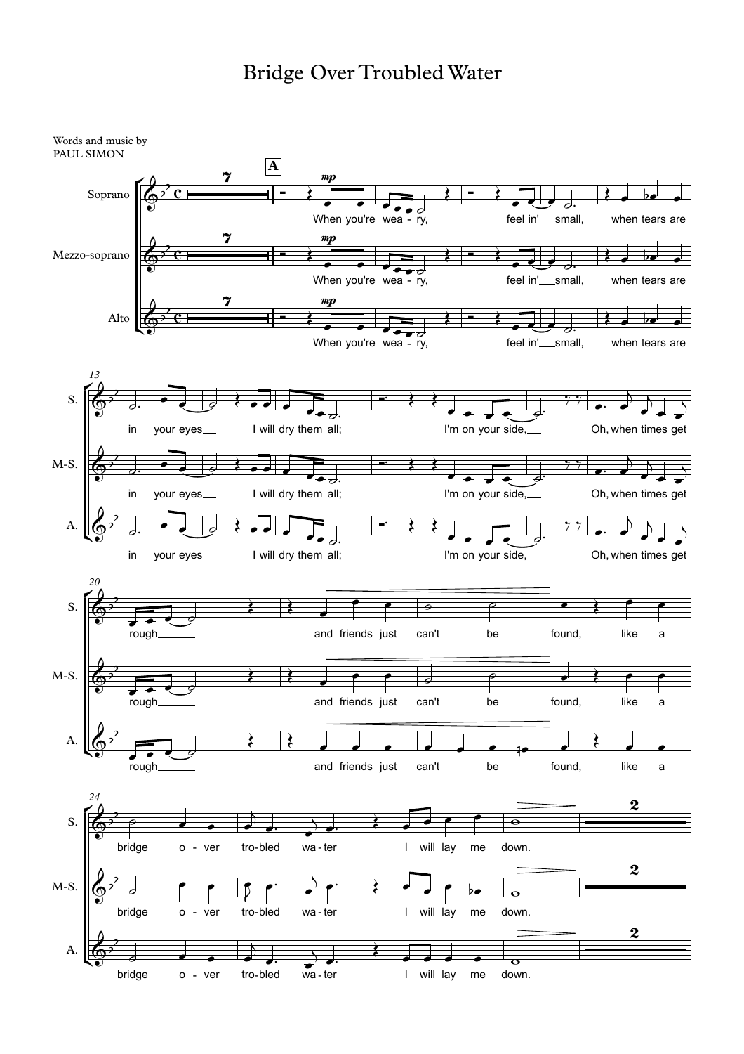# Bridge Over Troubled Water

Words and music by
PAUL SIMON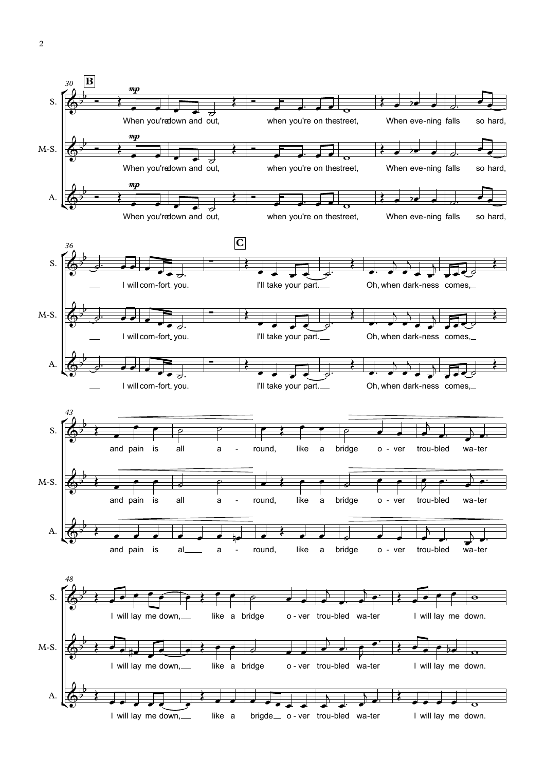**B**

S. / M-S. / A. *(mp)*

When you're down and out, when you're on the street, When eve-ning falls so hard, I will com-fort you.

**C**

I'll take your part. Oh, when dark-ness comes, and pain is all a - round, like a bridge o - ver trou-bled wa-ter I will lay me down, like a bridge o - ver trou-bled wa-ter I will lay me down.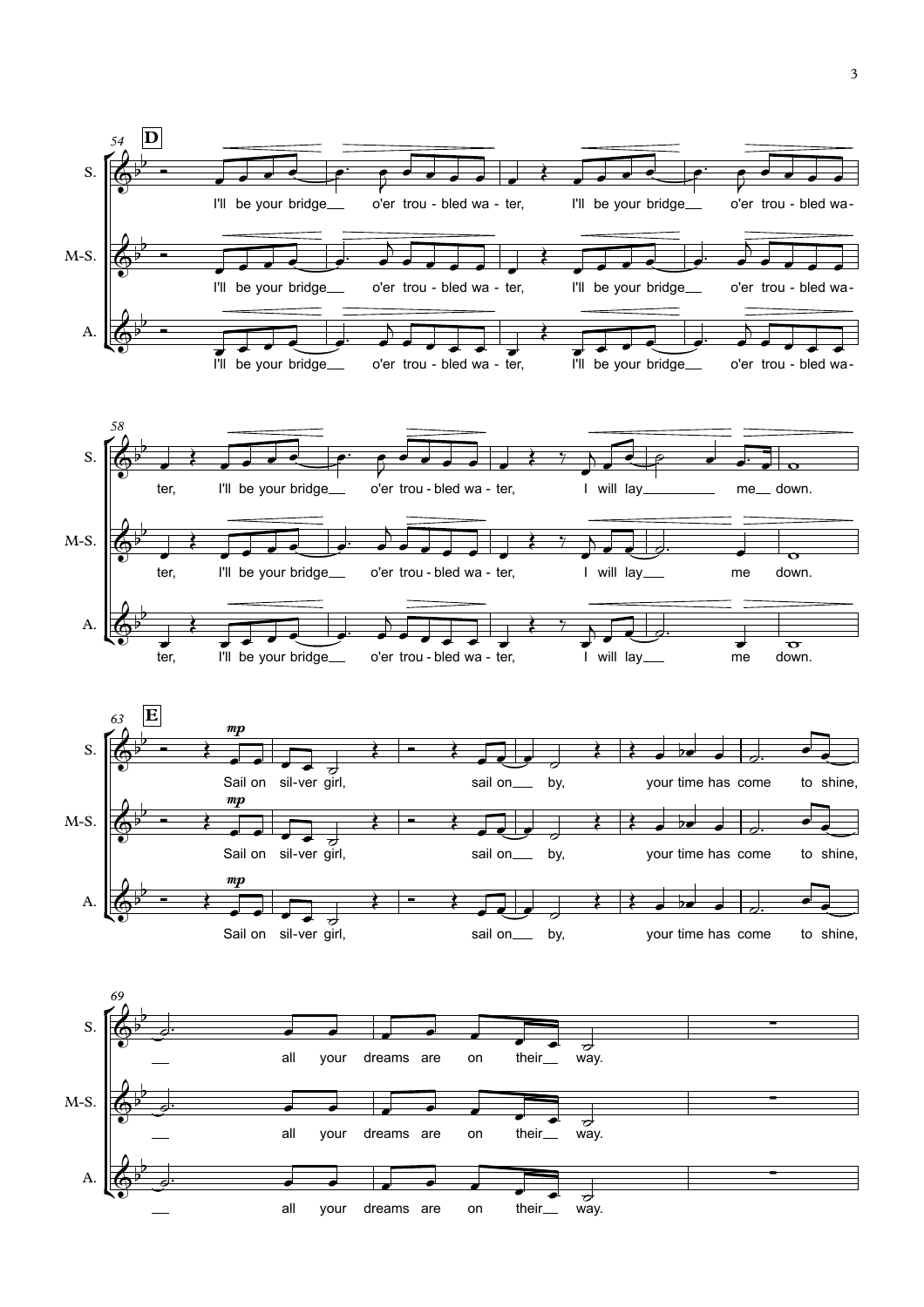**D**

S.: I'll be your bridge o'er trou - bled wa - ter, I'll be your bridge o'er trou - bled wa - ter, I'll be your bridge o'er trou - bled wa - ter, I will lay me down.

M-S.: I'll be your bridge o'er trou - bled wa - ter, I'll be your bridge o'er trou - bled wa - ter, I'll be your bridge o'er trou - bled wa - ter, I will lay me down.

A.: I'll be your bridge o'er trou - bled wa - ter, I'll be your bridge o'er trou - bled wa - ter, I'll be your bridge o'er trou - bled wa - ter, I will lay me down.

**E**

*mp*

S.: Sail on sil-ver girl, sail on by, your time has come to shine, all your dreams are on their way.

M-S.: Sail on sil-ver girl, sail on by, your time has come to shine, all your dreams are on their way.

A.: Sail on sil-ver girl, sail on by, your time has come to shine, all your dreams are on their way.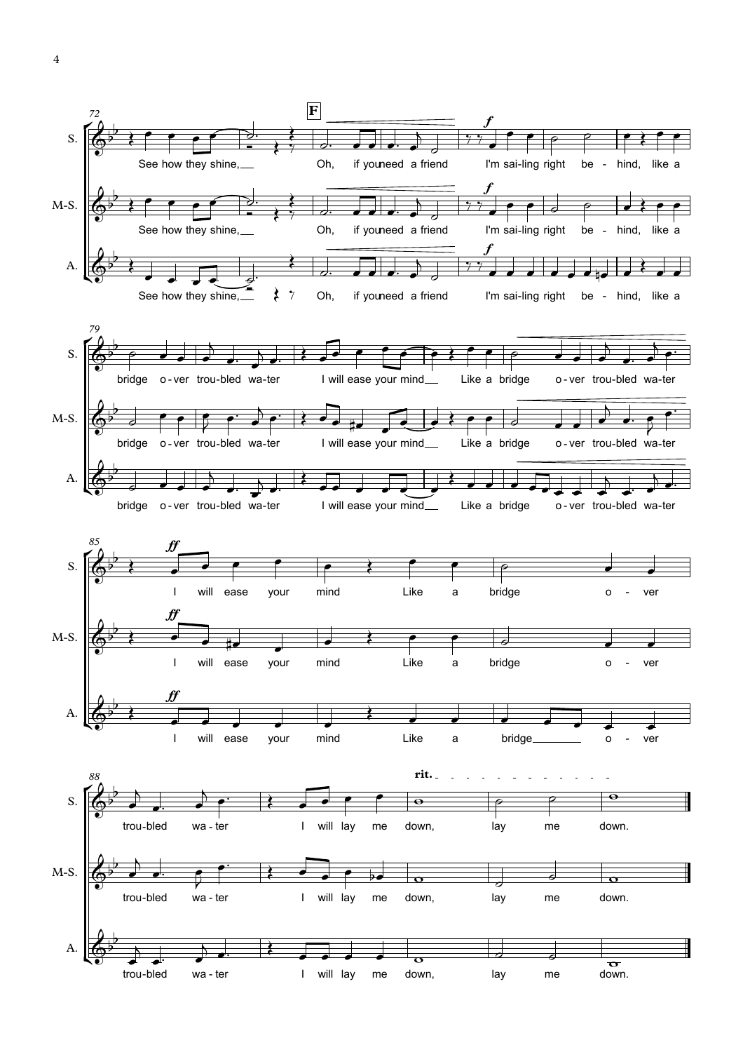72

**F**

S. See how they shine, Oh, if you need a friend I'm sai-ling right be - hind, like a

M-S. See how they shine, Oh, if you need a friend I'm sai-ling right be - hind, like a

A. See how they shine, Oh, if you need a friend I'm sai-ling right be - hind, like a

79

S. bridge o-ver trou-bled wa-ter I will ease your mind Like a bridge o-ver trou-bled wa-ter

M-S. bridge o-ver trou-bled wa-ter I will ease your mind Like a bridge o-ver trou-bled wa-ter

A. bridge o-ver trou-bled wa-ter I will ease your mind Like a bridge o-ver trou-bled wa-ter

85

S. *ff* I will ease your mind Like a bridge o - ver

M-S. *ff* I will ease your mind Like a bridge o - ver

A. *ff* I will ease your mind Like a bridge o - ver

88

**rit.**

S. trou-bled wa - ter I will lay me down, lay me down.

M-S. trou-bled wa - ter I will lay me down, lay me down.

A. trou-bled wa - ter I will lay me down, lay me down.